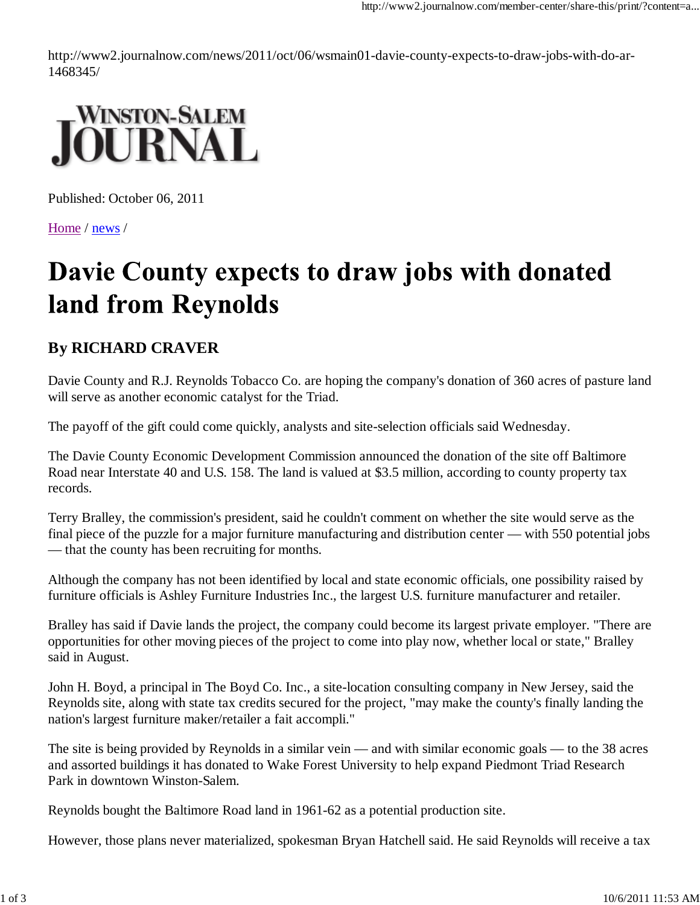http://www2.journalnow.com/news/2011/oct/06/wsmain01-davie-county-expects-to-draw-jobs-with-do-ar-1468345/

WINSTON-SALEM JOURNAL

Published: October 06, 2011

Home / news /

# Davie County expects to draw jobs with donated land from Reynolds

## By RICHARD CRAVER

Davie County and R.J. Reynolds Tobacco Co. are hoping the company's donation of 360 acres of pasture land will serve as another economic catalyst for the Triad.

The payoff of the gift could come quickly, analysts and site-selection officials said Wednesday.

The Davie County Economic Development Commission announced the donation of the site off Baltimore Road near Interstate 40 and U.S. 158. The land is valued at $3.5 million, according to county property tax records.

Terry Bralley, the commission's president, said he couldn't comment on whether the site would serve as the final piece of the puzzle for a major furniture manufacturing and distribution center — with 550 potential jobs — that the county has been recruiting for months.

Although the company has not been identified by local and state economic officials, one possibility raised by furniture officials is Ashley Furniture Industries Inc., the largest U.S. furniture manufacturer and retailer.

Bralley has said if Davie lands the project, the company could become its largest private employer. "There are opportunities for other moving pieces of the project to come into play now, whether local or state," Bralley said in August.

John H. Boyd, a principal in The Boyd Co. Inc., a site-location consulting company in New Jersey, said the Reynolds site, along with state tax credits secured for the project, "may make the county's finally landing the nation's largest furniture maker/retailer a fait accompli."

The site is being provided by Reynolds in a similar vein — and with similar economic goals — to the 38 acres and assorted buildings it has donated to Wake Forest University to help expand Piedmont Triad Research Park in downtown Winston-Salem.

Reynolds bought the Baltimore Road land in 1961-62 as a potential production site.

However, those plans never materialized, spokesman Bryan Hatchell said. He said Reynolds will receive a tax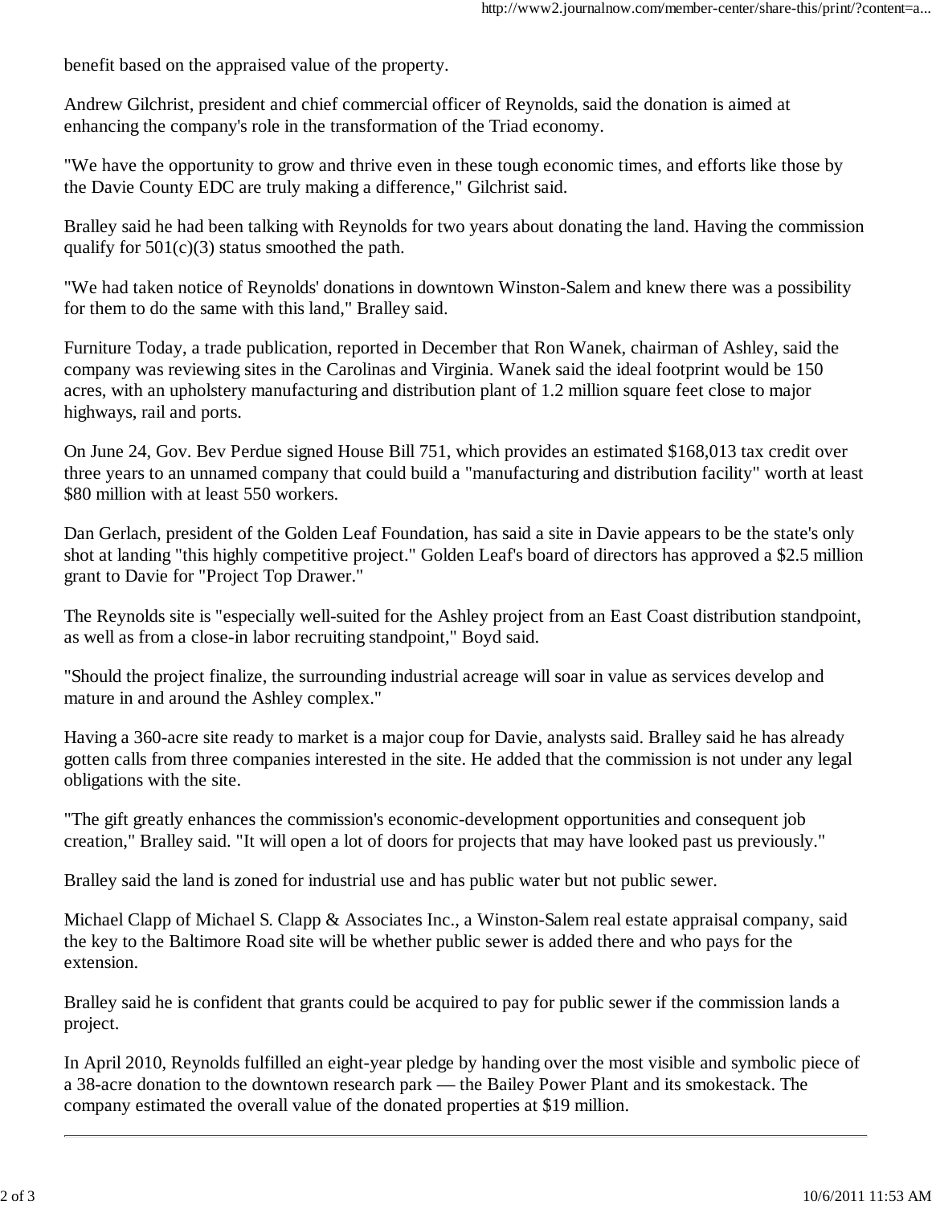benefit based on the appraised value of the property.

Andrew Gilchrist, president and chief commercial officer of Reynolds, said the donation is aimed at enhancing the company's role in the transformation of the Triad economy.

"We have the opportunity to grow and thrive even in these tough economic times, and efforts like those by the Davie County EDC are truly making a difference," Gilchrist said.

Bralley said he had been talking with Reynolds for two years about donating the land. Having the commission qualify for 501(c)(3) status smoothed the path.

"We had taken notice of Reynolds' donations in downtown Winston-Salem and knew there was a possibility for them to do the same with this land," Bralley said.

Furniture Today, a trade publication, reported in December that Ron Wanek, chairman of Ashley, said the company was reviewing sites in the Carolinas and Virginia. Wanek said the ideal footprint would be 150 acres, with an upholstery manufacturing and distribution plant of 1.2 million square feet close to major highways, rail and ports.

On June 24, Gov. Bev Perdue signed House Bill 751, which provides an estimated $168,013 tax credit over three years to an unnamed company that could build a "manufacturing and distribution facility" worth at least $80 million with at least 550 workers.

Dan Gerlach, president of the Golden Leaf Foundation, has said a site in Davie appears to be the state's only shot at landing "this highly competitive project." Golden Leaf's board of directors has approved a $2.5 million grant to Davie for "Project Top Drawer."

The Reynolds site is "especially well-suited for the Ashley project from an East Coast distribution standpoint, as well as from a close-in labor recruiting standpoint," Boyd said.

"Should the project finalize, the surrounding industrial acreage will soar in value as services develop and mature in and around the Ashley complex."

Having a 360-acre site ready to market is a major coup for Davie, analysts said. Bralley said he has already gotten calls from three companies interested in the site. He added that the commission is not under any legal obligations with the site.

"The gift greatly enhances the commission's economic-development opportunities and consequent job creation," Bralley said. "It will open a lot of doors for projects that may have looked past us previously."

Bralley said the land is zoned for industrial use and has public water but not public sewer.

Michael Clapp of Michael S. Clapp & Associates Inc., a Winston-Salem real estate appraisal company, said the key to the Baltimore Road site will be whether public sewer is added there and who pays for the extension.

Bralley said he is confident that grants could be acquired to pay for public sewer if the commission lands a project.

In April 2010, Reynolds fulfilled an eight-year pledge by handing over the most visible and symbolic piece of a 38-acre donation to the downtown research park — the Bailey Power Plant and its smokestack. The company estimated the overall value of the donated properties at $19 million.